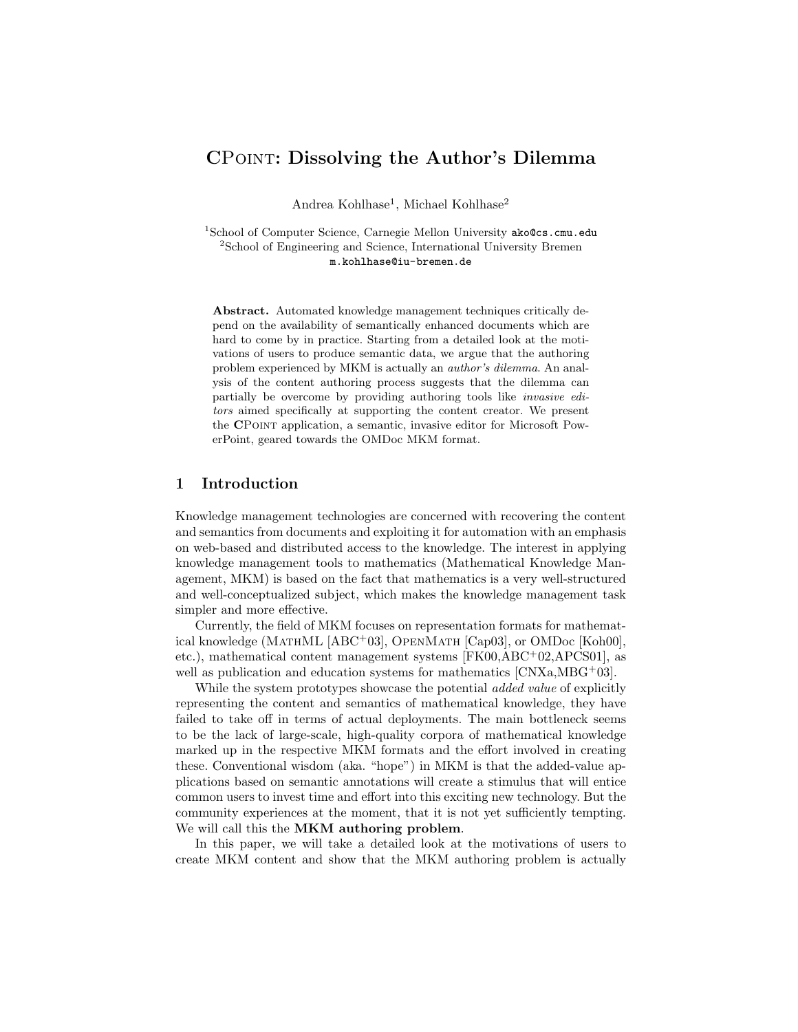# CPoint: Dissolving the Author's Dilemma

Andrea Kohlhase[1], Michael Kohlhase[2]

[1]School of Computer Science, Carnegie Mellon University ako@cs.cmu.edu
[2]School of Engineering and Science, International University Bremen m.kohlhase@iu-bremen.de

**Abstract.** Automated knowledge management techniques critically depend on the availability of semantically enhanced documents which are hard to come by in practice. Starting from a detailed look at the motivations of users to produce semantic data, we argue that the authoring problem experienced by MKM is actually an *author's dilemma*. An analysis of the content authoring process suggests that the dilemma can partially be overcome by providing authoring tools like *invasive editors* aimed specifically at supporting the content creator. We present the **CPoint** application, a semantic, invasive editor for Microsoft PowerPoint, geared towards the OMDoc MKM format.

## 1 Introduction

Knowledge management technologies are concerned with recovering the content and semantics from documents and exploiting it for automation with an emphasis on web-based and distributed access to the knowledge. The interest in applying knowledge management tools to mathematics (Mathematical Knowledge Management, MKM) is based on the fact that mathematics is a very well-structured and well-conceptualized subject, which makes the knowledge management task simpler and more effective.

Currently, the field of MKM focuses on representation formats for mathematical knowledge (MathML [ABC+03], OpenMath [Cap03], or OMDoc [Koh00], etc.), mathematical content management systems [FK00,ABC+02,APCS01], as well as publication and education systems for mathematics [CNXa,MBG+03].

While the system prototypes showcase the potential *added value* of explicitly representing the content and semantics of mathematical knowledge, they have failed to take off in terms of actual deployments. The main bottleneck seems to be the lack of large-scale, high-quality corpora of mathematical knowledge marked up in the respective MKM formats and the effort involved in creating these. Conventional wisdom (aka. "hope") in MKM is that the added-value applications based on semantic annotations will create a stimulus that will entice common users to invest time and effort into this exciting new technology. But the community experiences at the moment, that it is not yet sufficiently tempting. We will call this the **MKM authoring problem**.

In this paper, we will take a detailed look at the motivations of users to create MKM content and show that the MKM authoring problem is actually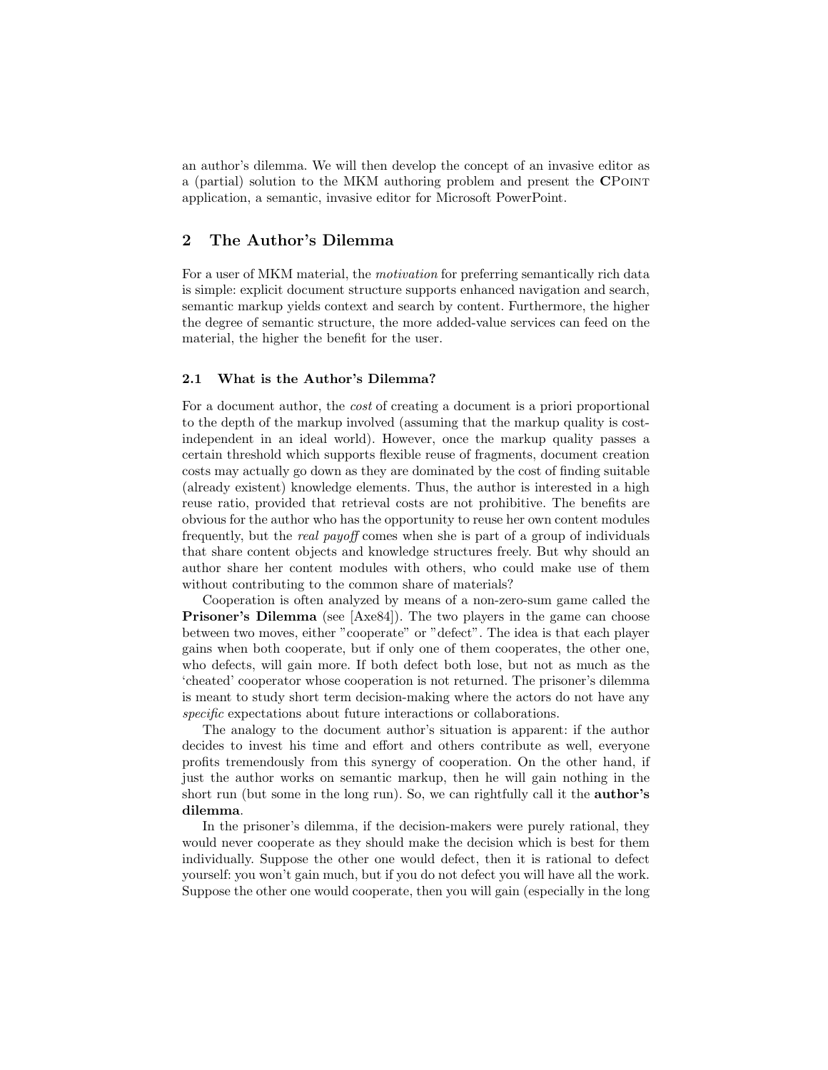an author's dilemma. We will then develop the concept of an invasive editor as a (partial) solution to the MKM authoring problem and present the **CPoint** application, a semantic, invasive editor for Microsoft PowerPoint.

## 2 The Author's Dilemma

For a user of MKM material, the *motivation* for preferring semantically rich data is simple: explicit document structure supports enhanced navigation and search, semantic markup yields context and search by content. Furthermore, the higher the degree of semantic structure, the more added-value services can feed on the material, the higher the benefit for the user.

### 2.1 What is the Author's Dilemma?

For a document author, the *cost* of creating a document is a priori proportional to the depth of the markup involved (assuming that the markup quality is cost-independent in an ideal world). However, once the markup quality passes a certain threshold which supports flexible reuse of fragments, document creation costs may actually go down as they are dominated by the cost of finding suitable (already existent) knowledge elements. Thus, the author is interested in a high reuse ratio, provided that retrieval costs are not prohibitive. The benefits are obvious for the author who has the opportunity to reuse her own content modules frequently, but the *real payoff* comes when she is part of a group of individuals that share content objects and knowledge structures freely. But why should an author share her content modules with others, who could make use of them without contributing to the common share of materials?

Cooperation is often analyzed by means of a non-zero-sum game called the **Prisoner's Dilemma** (see [Axe84]). The two players in the game can choose between two moves, either "cooperate" or "defect". The idea is that each player gains when both cooperate, but if only one of them cooperates, the other one, who defects, will gain more. If both defect both lose, but not as much as the 'cheated' cooperator whose cooperation is not returned. The prisoner's dilemma is meant to study short term decision-making where the actors do not have any *specific* expectations about future interactions or collaborations.

The analogy to the document author's situation is apparent: if the author decides to invest his time and effort and others contribute as well, everyone profits tremendously from this synergy of cooperation. On the other hand, if just the author works on semantic markup, then he will gain nothing in the short run (but some in the long run). So, we can rightfully call it the **author's dilemma**.

In the prisoner's dilemma, if the decision-makers were purely rational, they would never cooperate as they should make the decision which is best for them individually. Suppose the other one would defect, then it is rational to defect yourself: you won't gain much, but if you do not defect you will have all the work. Suppose the other one would cooperate, then you will gain (especially in the long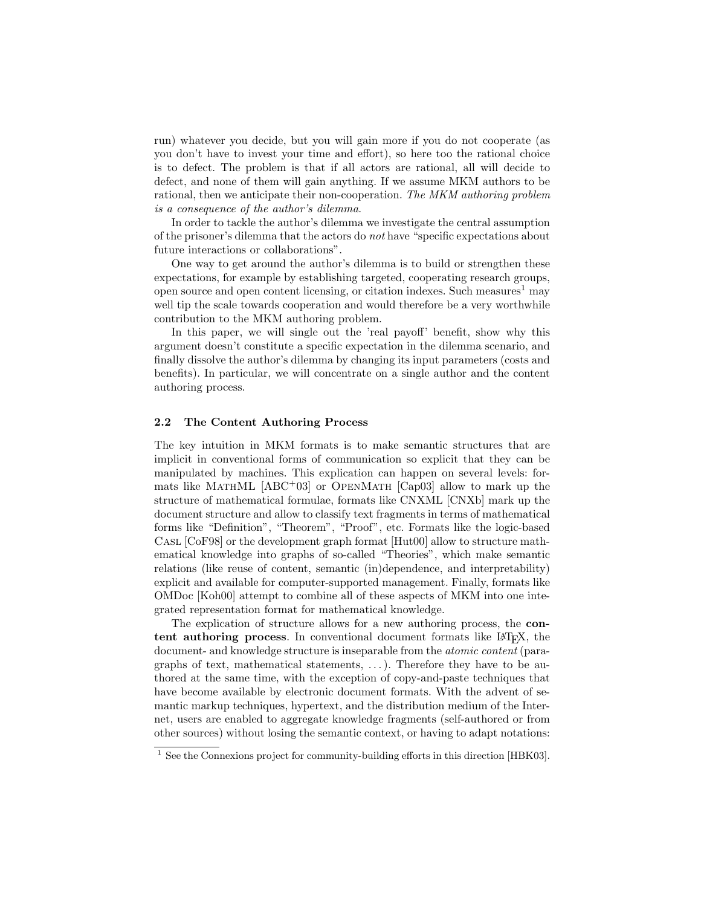run) whatever you decide, but you will gain more if you do not cooperate (as you don't have to invest your time and effort), so here too the rational choice is to defect. The problem is that if all actors are rational, all will decide to defect, and none of them will gain anything. If we assume MKM authors to be rational, then we anticipate their non-cooperation. *The MKM authoring problem is a consequence of the author's dilemma.*

In order to tackle the author's dilemma we investigate the central assumption of the prisoner's dilemma that the actors do *not* have "specific expectations about future interactions or collaborations".

One way to get around the author's dilemma is to build or strengthen these expectations, for example by establishing targeted, cooperating research groups, open source and open content licensing, or citation indexes. Such measures[1] may well tip the scale towards cooperation and would therefore be a very worthwhile contribution to the MKM authoring problem.

In this paper, we will single out the 'real payoff' benefit, show why this argument doesn't constitute a specific expectation in the dilemma scenario, and finally dissolve the author's dilemma by changing its input parameters (costs and benefits). In particular, we will concentrate on a single author and the content authoring process.

### 2.2 The Content Authoring Process

The key intuition in MKM formats is to make semantic structures that are implicit in conventional forms of communication so explicit that they can be manipulated by machines. This explication can happen on several levels: formats like MathML [ABC+03] or OpenMath [Cap03] allow to mark up the structure of mathematical formulae, formats like CNXML [CNXb] mark up the document structure and allow to classify text fragments in terms of mathematical forms like "Definition", "Theorem", "Proof", etc. Formats like the logic-based Casl [CoF98] or the development graph format [Hut00] allow to structure mathematical knowledge into graphs of so-called "Theories", which make semantic relations (like reuse of content, semantic (in)dependence, and interpretability) explicit and available for computer-supported management. Finally, formats like OMDoc [Koh00] attempt to combine all of these aspects of MKM into one integrated representation format for mathematical knowledge.

The explication of structure allows for a new authoring process, the **content authoring process**. In conventional document formats like LaTeX, the document- and knowledge structure is inseparable from the *atomic content* (paragraphs of text, mathematical statements, ...). Therefore they have to be authored at the same time, with the exception of copy-and-paste techniques that have become available by electronic document formats. With the advent of semantic markup techniques, hypertext, and the distribution medium of the Internet, users are enabled to aggregate knowledge fragments (self-authored or from other sources) without losing the semantic context, or having to adapt notations:

[1] See the Connexions project for community-building efforts in this direction [HBK03].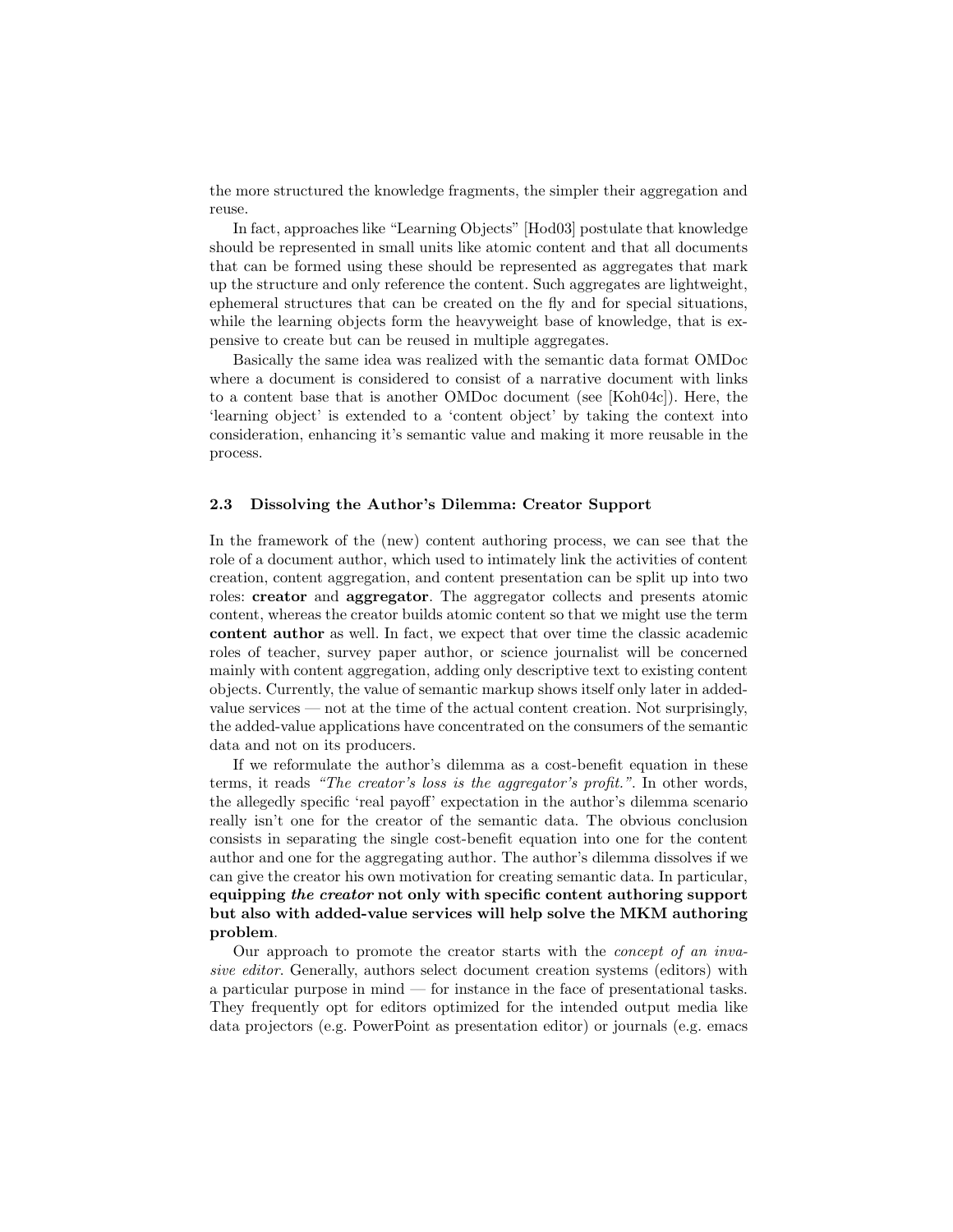the more structured the knowledge fragments, the simpler their aggregation and reuse.

In fact, approaches like "Learning Objects" [Hod03] postulate that knowledge should be represented in small units like atomic content and that all documents that can be formed using these should be represented as aggregates that mark up the structure and only reference the content. Such aggregates are lightweight, ephemeral structures that can be created on the fly and for special situations, while the learning objects form the heavyweight base of knowledge, that is expensive to create but can be reused in multiple aggregates.

Basically the same idea was realized with the semantic data format OMDoc where a document is considered to consist of a narrative document with links to a content base that is another OMDoc document (see [Koh04c]). Here, the 'learning object' is extended to a 'content object' by taking the context into consideration, enhancing it's semantic value and making it more reusable in the process.

### 2.3 Dissolving the Author's Dilemma: Creator Support

In the framework of the (new) content authoring process, we can see that the role of a document author, which used to intimately link the activities of content creation, content aggregation, and content presentation can be split up into two roles: **creator** and **aggregator**. The aggregator collects and presents atomic content, whereas the creator builds atomic content so that we might use the term **content author** as well. In fact, we expect that over time the classic academic roles of teacher, survey paper author, or science journalist will be concerned mainly with content aggregation, adding only descriptive text to existing content objects. Currently, the value of semantic markup shows itself only later in added-value services — not at the time of the actual content creation. Not surprisingly, the added-value applications have concentrated on the consumers of the semantic data and not on its producers.

If we reformulate the author's dilemma as a cost-benefit equation in these terms, it reads *"The creator's loss is the aggregator's profit."*. In other words, the allegedly specific 'real payoff' expectation in the author's dilemma scenario really isn't one for the creator of the semantic data. The obvious conclusion consists in separating the single cost-benefit equation into one for the content author and one for the aggregating author. The author's dilemma dissolves if we can give the creator his own motivation for creating semantic data. In particular, **equipping *the creator* not only with specific content authoring support but also with added-value services will help solve the MKM authoring problem**.

Our approach to promote the creator starts with the *concept of an invasive editor*. Generally, authors select document creation systems (editors) with a particular purpose in mind — for instance in the face of presentational tasks. They frequently opt for editors optimized for the intended output media like data projectors (e.g. PowerPoint as presentation editor) or journals (e.g. emacs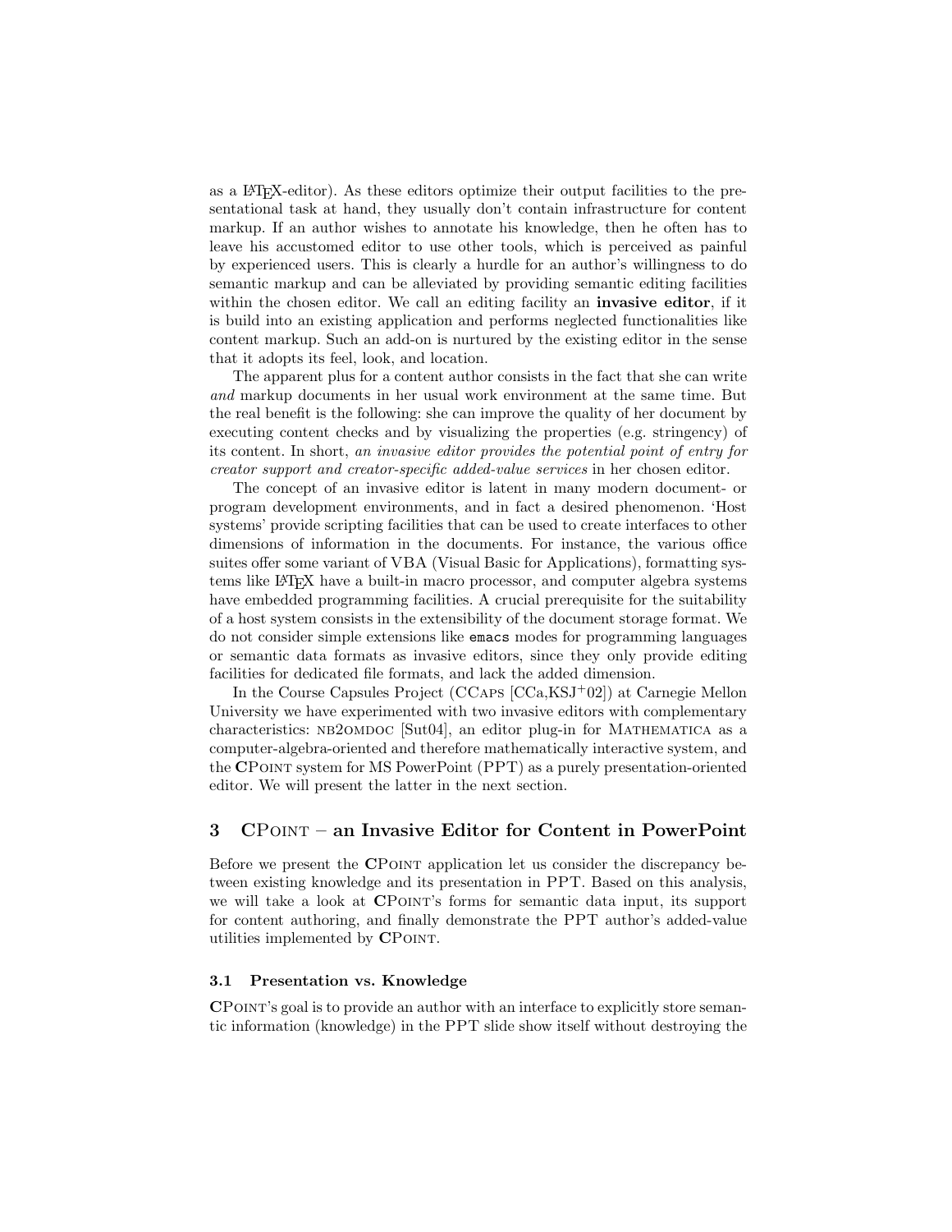as a LaTeX-editor). As these editors optimize their output facilities to the presentational task at hand, they usually don't contain infrastructure for content markup. If an author wishes to annotate his knowledge, then he often has to leave his accustomed editor to use other tools, which is perceived as painful by experienced users. This is clearly a hurdle for an author's willingness to do semantic markup and can be alleviated by providing semantic editing facilities within the chosen editor. We call an editing facility an **invasive editor**, if it is build into an existing application and performs neglected functionalities like content markup. Such an add-on is nurtured by the existing editor in the sense that it adopts its feel, look, and location.

The apparent plus for a content author consists in the fact that she can write *and* markup documents in her usual work environment at the same time. But the real benefit is the following: she can improve the quality of her document by executing content checks and by visualizing the properties (e.g. stringency) of its content. In short, *an invasive editor provides the potential point of entry for creator support and creator-specific added-value services* in her chosen editor.

The concept of an invasive editor is latent in many modern document- or program development environments, and in fact a desired phenomenon. 'Host systems' provide scripting facilities that can be used to create interfaces to other dimensions of information in the documents. For instance, the various office suites offer some variant of VBA (Visual Basic for Applications), formatting systems like LaTeX have a built-in macro processor, and computer algebra systems have embedded programming facilities. A crucial prerequisite for the suitability of a host system consists in the extensibility of the document storage format. We do not consider simple extensions like `emacs` modes for programming languages or semantic data formats as invasive editors, since they only provide editing facilities for dedicated file formats, and lack the added dimension.

In the Course Capsules Project (CCaps [CCa,KSJ+02]) at Carnegie Mellon University we have experimented with two invasive editors with complementary characteristics: nb2omdoc [Sut04], an editor plug-in for Mathematica as a computer-algebra-oriented and therefore mathematically interactive system, and the **C**Point system for MS PowerPoint (PPT) as a purely presentation-oriented editor. We will present the latter in the next section.

## 3 CPoint – an Invasive Editor for Content in PowerPoint

Before we present the **C**Point application let us consider the discrepancy between existing knowledge and its presentation in PPT. Based on this analysis, we will take a look at **C**Point's forms for semantic data input, its support for content authoring, and finally demonstrate the PPT author's added-value utilities implemented by **C**Point.

### 3.1 Presentation vs. Knowledge

**C**Point's goal is to provide an author with an interface to explicitly store semantic information (knowledge) in the PPT slide show itself without destroying the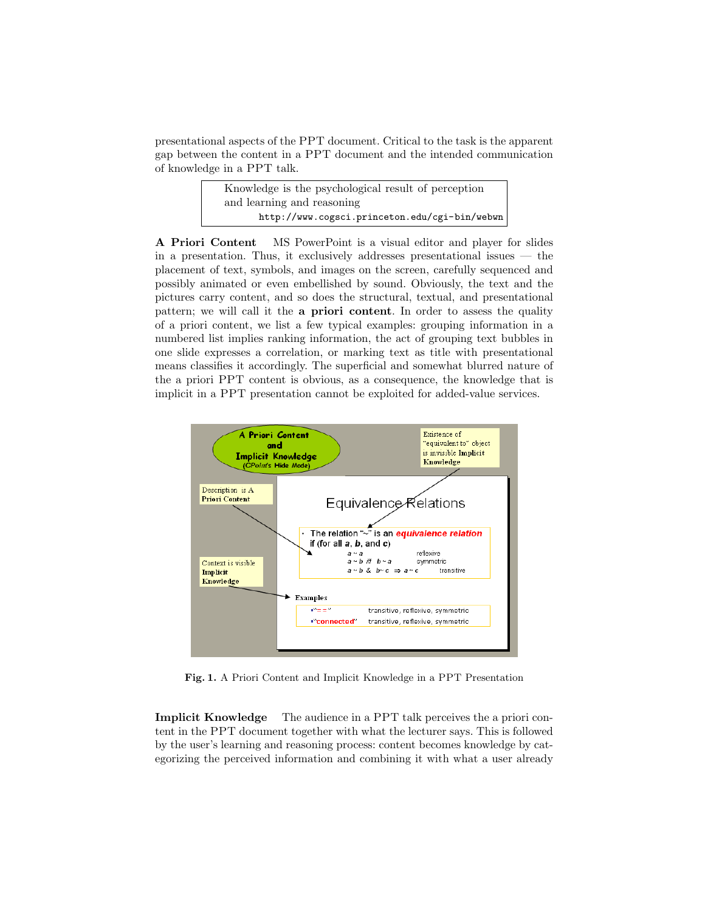presentational aspects of the PPT document. Critical to the task is the apparent gap between the content in a PPT document and the intended communication of knowledge in a PPT talk.

> Knowledge is the psychological result of perception and learning and reasoning
> `http://www.cogsci.princeton.edu/cgi-bin/webwn`

**A Priori Content** MS PowerPoint is a visual editor and player for slides in a presentation. Thus, it exclusively addresses presentational issues — the placement of text, symbols, and images on the screen, carefully sequenced and possibly animated or even embellished by sound. Obviously, the text and the pictures carry content, and so does the structural, textual, and presentational pattern; we will call it the **a priori content**. In order to assess the quality of a priori content, we list a few typical examples: grouping information in a numbered list implies ranking information, the act of grouping text bubbles in one slide expresses a correlation, or marking text as title with presentational means classifies it accordingly. The superficial and somewhat blurred nature of the a priori PPT content is obvious, as a consequence, the knowledge that is implicit in a PPT presentation cannot be exploited for added-value services.

**Fig. 1.** A Priori Content and Implicit Knowledge in a PPT Presentation

**Implicit Knowledge** The audience in a PPT talk perceives the a priori content in the PPT document together with what the lecturer says. This is followed by the user's learning and reasoning process: content becomes knowledge by categorizing the perceived information and combining it with what a user already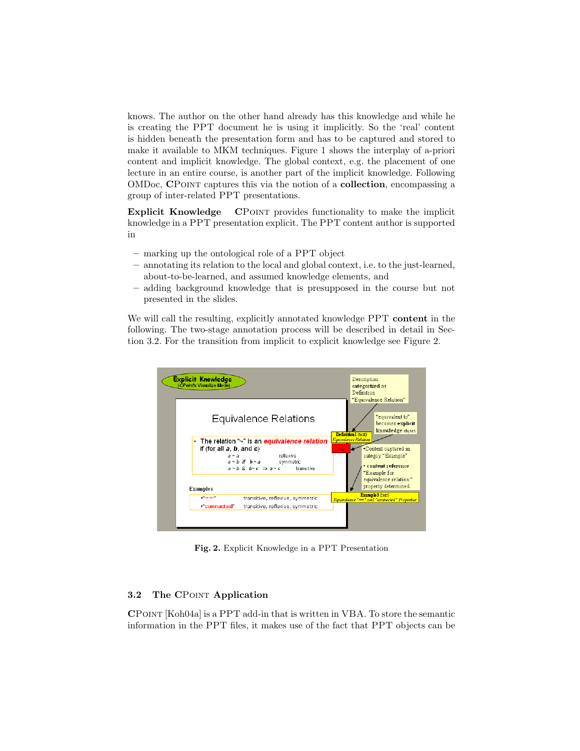knows. The author on the other hand already has this knowledge and while he is creating the PPT document he is using it implicitly. So the 'real' content is hidden beneath the presentation form and has to be captured and stored to make it available to MKM techniques. Figure 1 shows the interplay of a-priori content and implicit knowledge. The global context, e.g. the placement of one lecture in an entire course, is another part of the implicit knowledge. Following OMDoc, **CPoint** captures this via the notion of a **collection**, encompassing a group of inter-related PPT presentations.

**Explicit Knowledge** **CPoint** provides functionality to make the implicit knowledge in a PPT presentation explicit. The PPT content author is supported in

- marking up the ontological role of a PPT object
- annotating its relation to the local and global context, i.e. to the just-learned, about-to-be-learned, and assumed knowledge elements, and
- adding background knowledge that is presupposed in the course but not presented in the slides.

We will call the resulting, explicitly annotated knowledge PPT **content** in the following. The two-stage annotation process will be described in detail in Section 3.2. For the transition from implicit to explicit knowledge see Figure 2.

**Fig. 2.** Explicit Knowledge in a PPT Presentation

### 3.2 The CPoint Application

**CPoint** [Koh04a] is a PPT add-in that is written in VBA. To store the semantic information in the PPT files, it makes use of the fact that PPT objects can be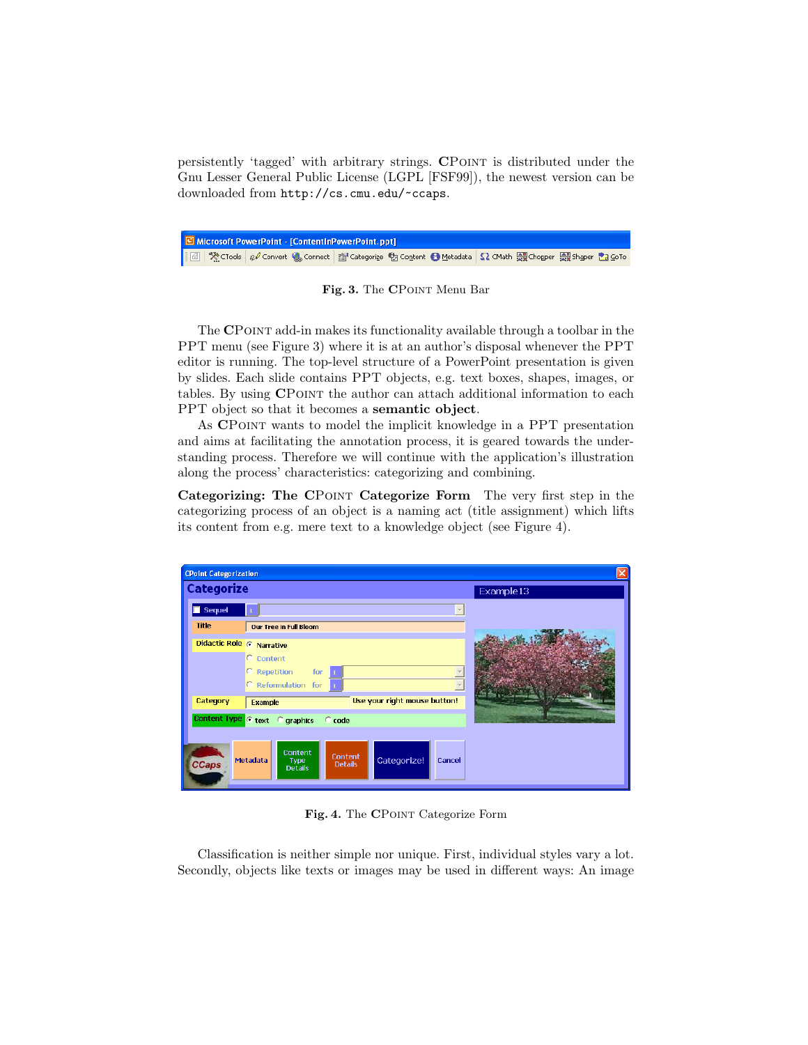persistently 'tagged' with arbitrary strings. **CPoint** is distributed under the Gnu Lesser General Public License (LGPL [FSF99]), the newest version can be downloaded from `http://cs.cmu.edu/~ccaps`.

**Fig. 3.** The **CPoint** Menu Bar

The **CPoint** add-in makes its functionality available through a toolbar in the PPT menu (see Figure 3) where it is at an author's disposal whenever the PPT editor is running. The top-level structure of a PowerPoint presentation is given by slides. Each slide contains PPT objects, e.g. text boxes, shapes, images, or tables. By using **CPoint** the author can attach additional information to each PPT object so that it becomes a **semantic object**.

As **CPoint** wants to model the implicit knowledge in a PPT presentation and aims at facilitating the annotation process, it is geared towards the understanding process. Therefore we will continue with the application's illustration along the process' characteristics: categorizing and combining.

**Categorizing: The CPoint Categorize Form** The very first step in the categorizing process of an object is a naming act (title assignment) which lifts its content from e.g. mere text to a knowledge object (see Figure 4).

**Fig. 4.** The **CPoint** Categorize Form

Classification is neither simple nor unique. First, individual styles vary a lot. Secondly, objects like texts or images may be used in different ways: An image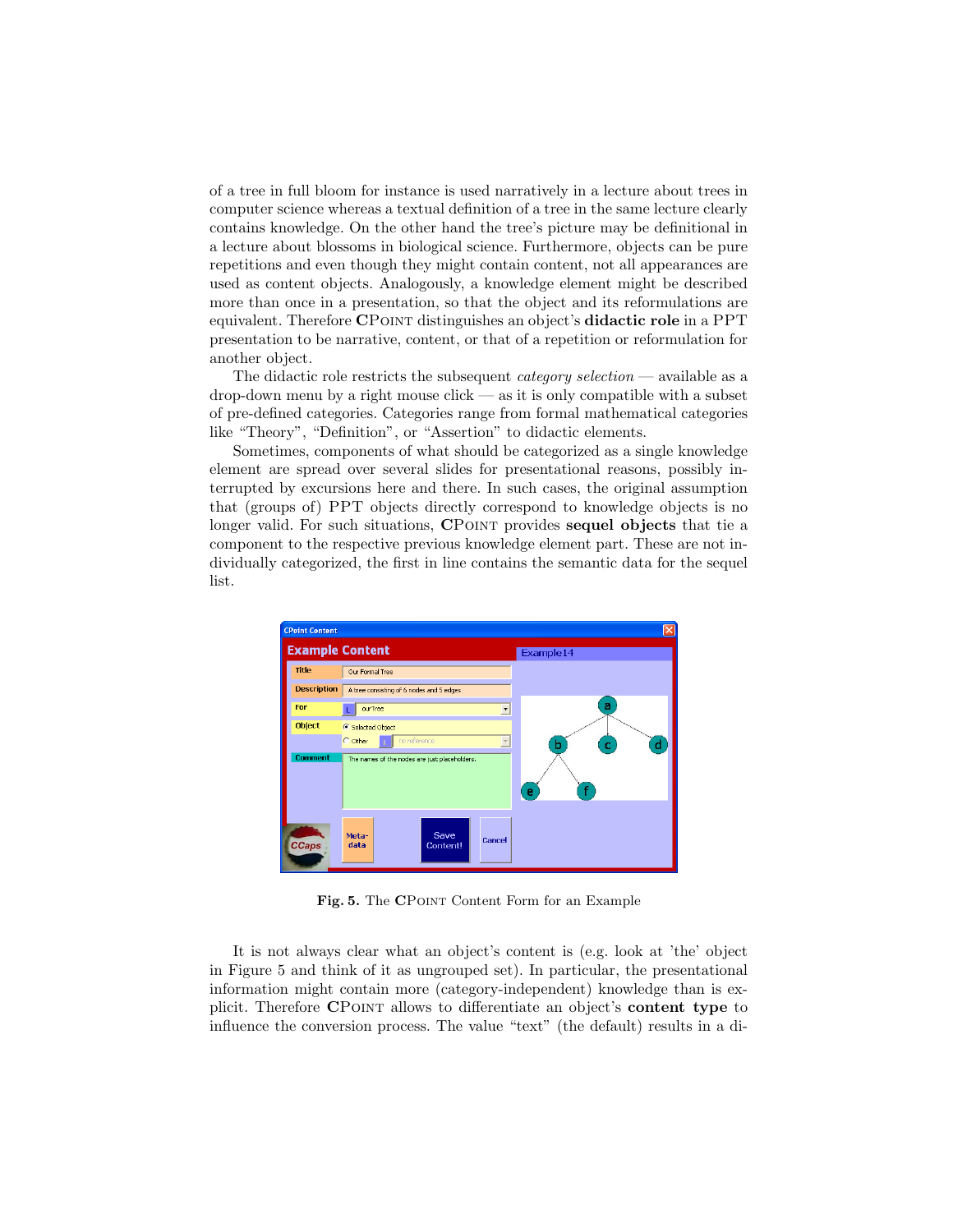of a tree in full bloom for instance is used narratively in a lecture about trees in computer science whereas a textual definition of a tree in the same lecture clearly contains knowledge. On the other hand the tree's picture may be definitional in a lecture about blossoms in biological science. Furthermore, objects can be pure repetitions and even though they might contain content, not all appearances are used as content objects. Analogously, a knowledge element might be described more than once in a presentation, so that the object and its reformulations are equivalent. Therefore **CPoint** distinguishes an object's **didactic role** in a PPT presentation to be narrative, content, or that of a repetition or reformulation for another object.

The didactic role restricts the subsequent *category selection* — available as a drop-down menu by a right mouse click — as it is only compatible with a subset of pre-defined categories. Categories range from formal mathematical categories like “Theory”, “Definition”, or “Assertion” to didactic elements.

Sometimes, components of what should be categorized as a single knowledge element are spread over several slides for presentational reasons, possibly interrupted by excursions here and there. In such cases, the original assumption that (groups of) PPT objects directly correspond to knowledge objects is no longer valid. For such situations, **CPoint** provides **sequel objects** that tie a component to the respective previous knowledge element part. These are not individually categorized, the first in line contains the semantic data for the sequel list.

**Fig. 5.** The **CPoint** Content Form for an Example

It is not always clear what an object's content is (e.g. look at 'the' object in Figure 5 and think of it as ungrouped set). In particular, the presentational information might contain more (category-independent) knowledge than is explicit. Therefore **CPoint** allows to differentiate an object's **content type** to influence the conversion process. The value “text” (the default) results in a di-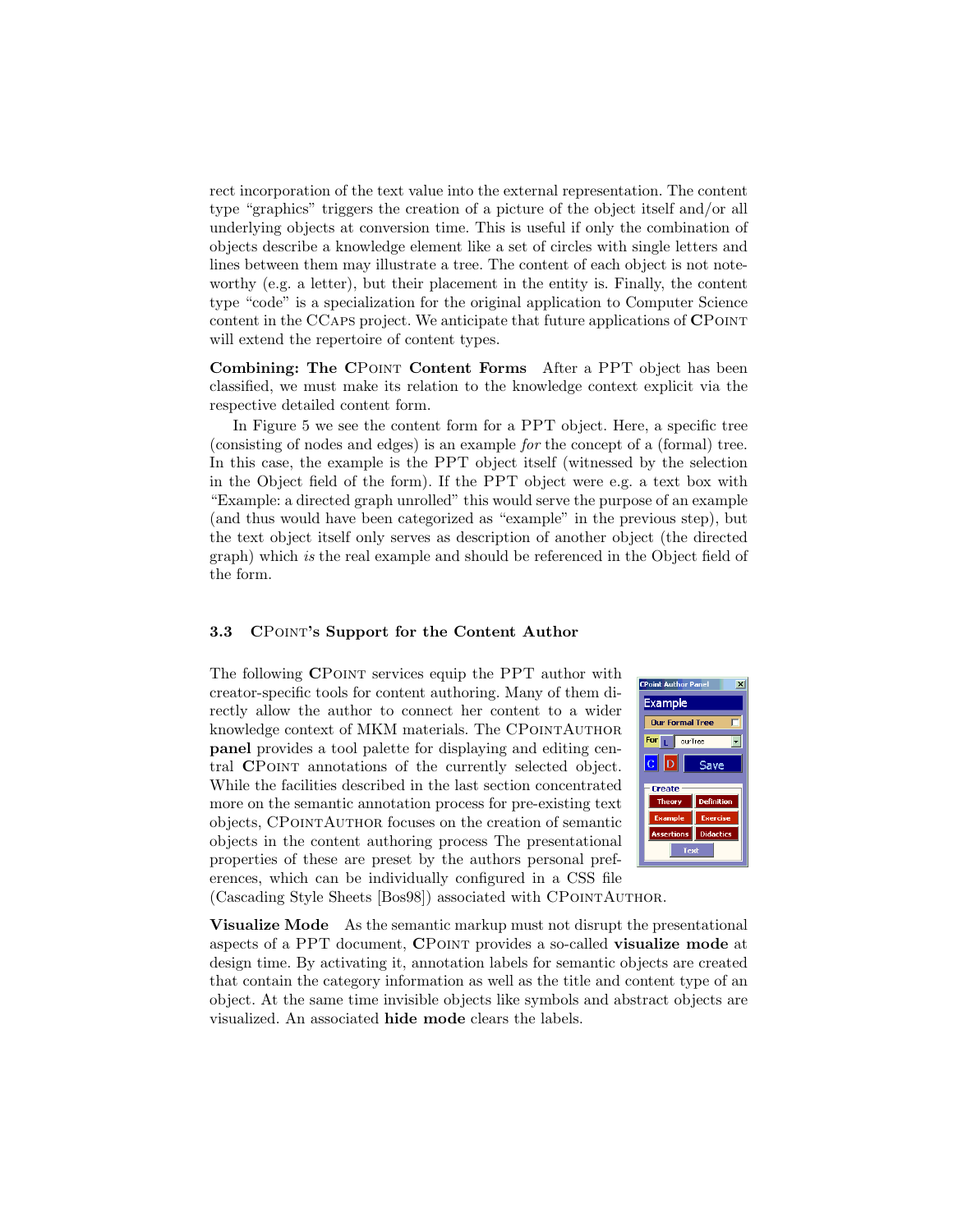rect incorporation of the text value into the external representation. The content type "graphics" triggers the creation of a picture of the object itself and/or all underlying objects at conversion time. This is useful if only the combination of objects describe a knowledge element like a set of circles with single letters and lines between them may illustrate a tree. The content of each object is not noteworthy (e.g. a letter), but their placement in the entity is. Finally, the content type "code" is a specialization for the original application to Computer Science content in the CCaps project. We anticipate that future applications of **C**Point will extend the repertoire of content types.

**Combining: The CPoint Content Forms** After a PPT object has been classified, we must make its relation to the knowledge context explicit via the respective detailed content form.

In Figure 5 we see the content form for a PPT object. Here, a specific tree (consisting of nodes and edges) is an example *for* the concept of a (formal) tree. In this case, the example is the PPT object itself (witnessed by the selection in the Object field of the form). If the PPT object were e.g. a text box with "Example: a directed graph unrolled" this would serve the purpose of an example (and thus would have been categorized as "example" in the previous step), but the text object itself only serves as description of another object (the directed graph) which *is* the real example and should be referenced in the Object field of the form.

### 3.3 CPoint's Support for the Content Author

The following **C**Point services equip the PPT author with creator-specific tools for content authoring. Many of them directly allow the author to connect her content to a wider knowledge context of MKM materials. The CPointAuthor **panel** provides a tool palette for displaying and editing central **C**Point annotations of the currently selected object. While the facilities described in the last section concentrated more on the semantic annotation process for pre-existing text objects, CPointAuthor focuses on the creation of semantic objects in the content authoring process The presentational properties of these are preset by the authors personal preferences, which can be individually configured in a CSS file (Cascading Style Sheets [Bos98]) associated with CPointAuthor.

CPoint Author Panel
Example
Our Formal Tree
For L ourTree
C D Save
Create
Theory Definition
Example Exercise
Assertions Didactics
Text

**Visualize Mode** As the semantic markup must not disrupt the presentational aspects of a PPT document, **C**Point provides a so-called **visualize mode** at design time. By activating it, annotation labels for semantic objects are created that contain the category information as well as the title and content type of an object. At the same time invisible objects like symbols and abstract objects are visualized. An associated **hide mode** clears the labels.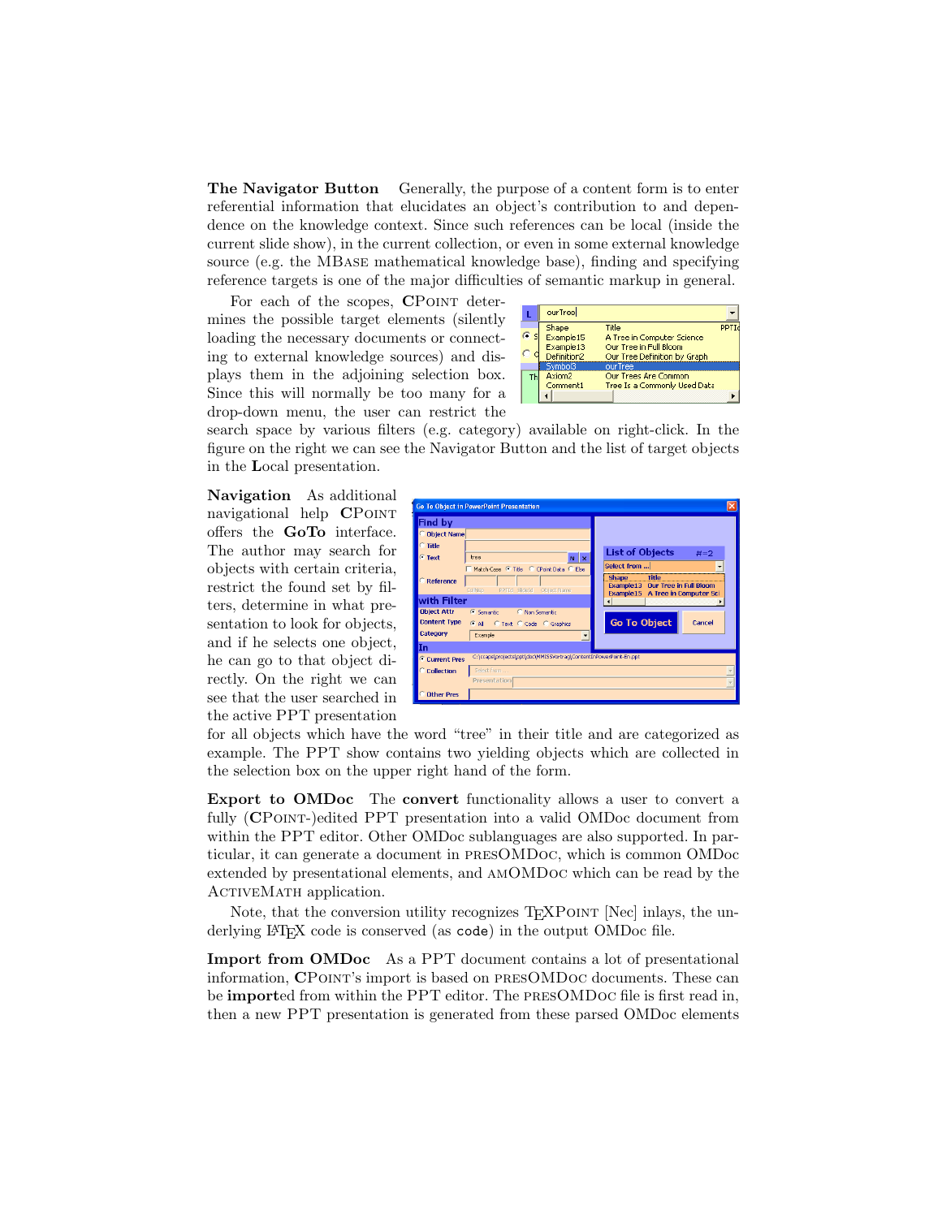**The Navigator Button** Generally, the purpose of a content form is to enter referential information that elucidates an object's contribution to and dependence on the knowledge context. Since such references can be local (inside the current slide show), in the current collection, or even in some external knowledge source (e.g. the MBase mathematical knowledge base), finding and specifying reference targets is one of the major difficulties of semantic markup in general.

For each of the scopes, **C**Point determines the possible target elements (silently loading the necessary documents or connecting to external knowledge sources) and displays them in the adjoining selection box. Since this will normally be too many for a drop-down menu, the user can restrict the search space by various filters (e.g. category) available on right-click. In the figure on the right we can see the Navigator Button and the list of target objects in the **L**ocal presentation.

**Navigation** As additional navigational help **C**Point offers the **GoTo** interface. The author may search for objects with certain criteria, restrict the found set by filters, determine in what presentation to look for objects, and if he selects one object, he can go to that object directly. On the right we can see that the user searched in the active PPT presentation for all objects which have the word "tree" in their title and are categorized as example. The PPT show contains two yielding objects which are collected in the selection box on the upper right hand of the form.

**Export to OMDoc** The **convert** functionality allows a user to convert a fully (**C**Point-)edited PPT presentation into a valid OMDoc document from within the PPT editor. Other OMDoc sublanguages are also supported. In particular, it can generate a document in presOMDoc, which is common OMDoc extended by presentational elements, and amOMDoc which can be read by the ActiveMath application.

Note, that the conversion utility recognizes TeXPoint [Nec] inlays, the underlying LaTeX code is conserved (as `code`) in the output OMDoc file.

**Import from OMDoc** As a PPT document contains a lot of presentational information, **C**Point's import is based on presOMDoc documents. These can be **import**ed from within the PPT editor. The presOMDoc file is first read in, then a new PPT presentation is generated from these parsed OMDoc elements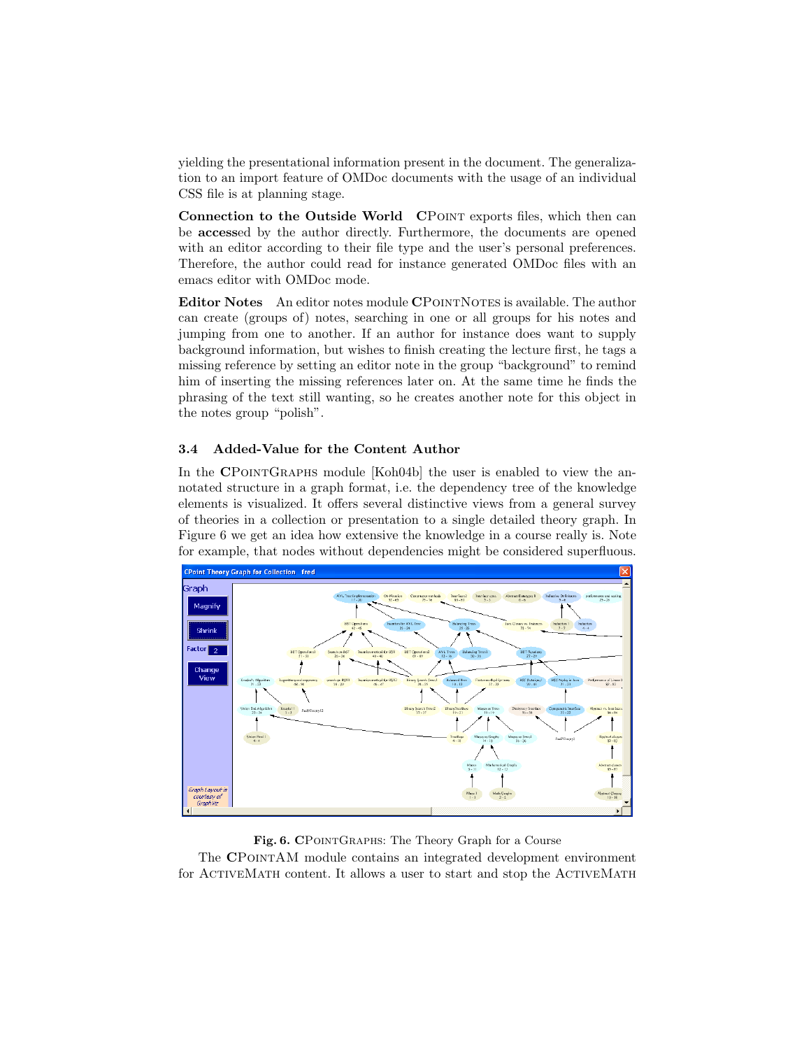yielding the presentational information present in the document. The generalization to an import feature of OMDoc documents with the usage of an individual CSS file is at planning stage.

**Connection to the Outside World** CPoint exports files, which then can be **access**ed by the author directly. Furthermore, the documents are opened with an editor according to their file type and the user's personal preferences. Therefore, the author could read for instance generated OMDoc files with an emacs editor with OMDoc mode.

**Editor Notes** An editor notes module **C**PointNotes is available. The author can create (groups of) notes, searching in one or all groups for his notes and jumping from one to another. If an author for instance does want to supply background information, but wishes to finish creating the lecture first, he tags a missing reference by setting an editor note in the group "background" to remind him of inserting the missing references later on. At the same time he finds the phrasing of the text still wanting, so he creates another note for this object in the notes group "polish".

### 3.4 Added-Value for the Content Author

In the **C**PointGraphs module [Koh04b] the user is enabled to view the annotated structure in a graph format, i.e. the dependency tree of the knowledge elements is visualized. It offers several distinctive views from a general survey of theories in a collection or presentation to a single detailed theory graph. In Figure 6 we get an idea how extensive the knowledge in a course really is. Note for example, that nodes without dependencies might be considered superfluous.

**Fig. 6.** **C**PointGraphs: The Theory Graph for a Course

The **C**PointAM module contains an integrated development environment for ActiveMath content. It allows a user to start and stop the ActiveMath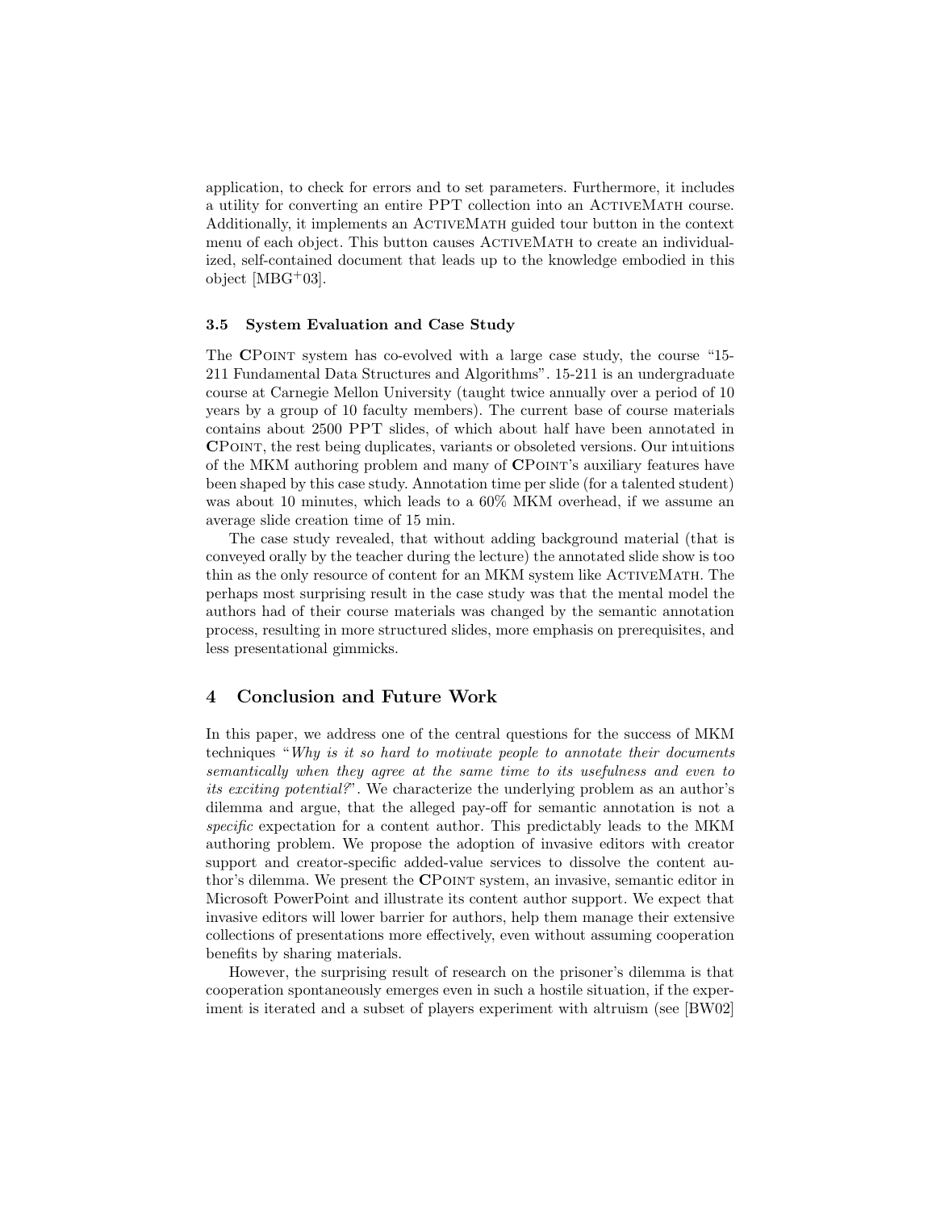application, to check for errors and to set parameters. Furthermore, it includes a utility for converting an entire PPT collection into an ActiveMath course. Additionally, it implements an ActiveMath guided tour button in the context menu of each object. This button causes ActiveMath to create an individualized, self-contained document that leads up to the knowledge embodied in this object [MBG+03].

### 3.5 System Evaluation and Case Study

The **C**Point system has co-evolved with a large case study, the course "15-211 Fundamental Data Structures and Algorithms". 15-211 is an undergraduate course at Carnegie Mellon University (taught twice annually over a period of 10 years by a group of 10 faculty members). The current base of course materials contains about 2500 PPT slides, of which about half have been annotated in **C**Point, the rest being duplicates, variants or obsoleted versions. Our intuitions of the MKM authoring problem and many of **C**Point's auxiliary features have been shaped by this case study. Annotation time per slide (for a talented student) was about 10 minutes, which leads to a 60% MKM overhead, if we assume an average slide creation time of 15 min.

The case study revealed, that without adding background material (that is conveyed orally by the teacher during the lecture) the annotated slide show is too thin as the only resource of content for an MKM system like ActiveMath. The perhaps most surprising result in the case study was that the mental model the authors had of their course materials was changed by the semantic annotation process, resulting in more structured slides, more emphasis on prerequisites, and less presentational gimmicks.

## 4 Conclusion and Future Work

In this paper, we address one of the central questions for the success of MKM techniques "*Why is it so hard to motivate people to annotate their documents semantically when they agree at the same time to its usefulness and even to its exciting potential?*". We characterize the underlying problem as an author's dilemma and argue, that the alleged pay-off for semantic annotation is not a *specific* expectation for a content author. This predictably leads to the MKM authoring problem. We propose the adoption of invasive editors with creator support and creator-specific added-value services to dissolve the content author's dilemma. We present the **C**Point system, an invasive, semantic editor in Microsoft PowerPoint and illustrate its content author support. We expect that invasive editors will lower barrier for authors, help them manage their extensive collections of presentations more effectively, even without assuming cooperation benefits by sharing materials.

However, the surprising result of research on the prisoner's dilemma is that cooperation spontaneously emerges even in such a hostile situation, if the experiment is iterated and a subset of players experiment with altruism (see [BW02]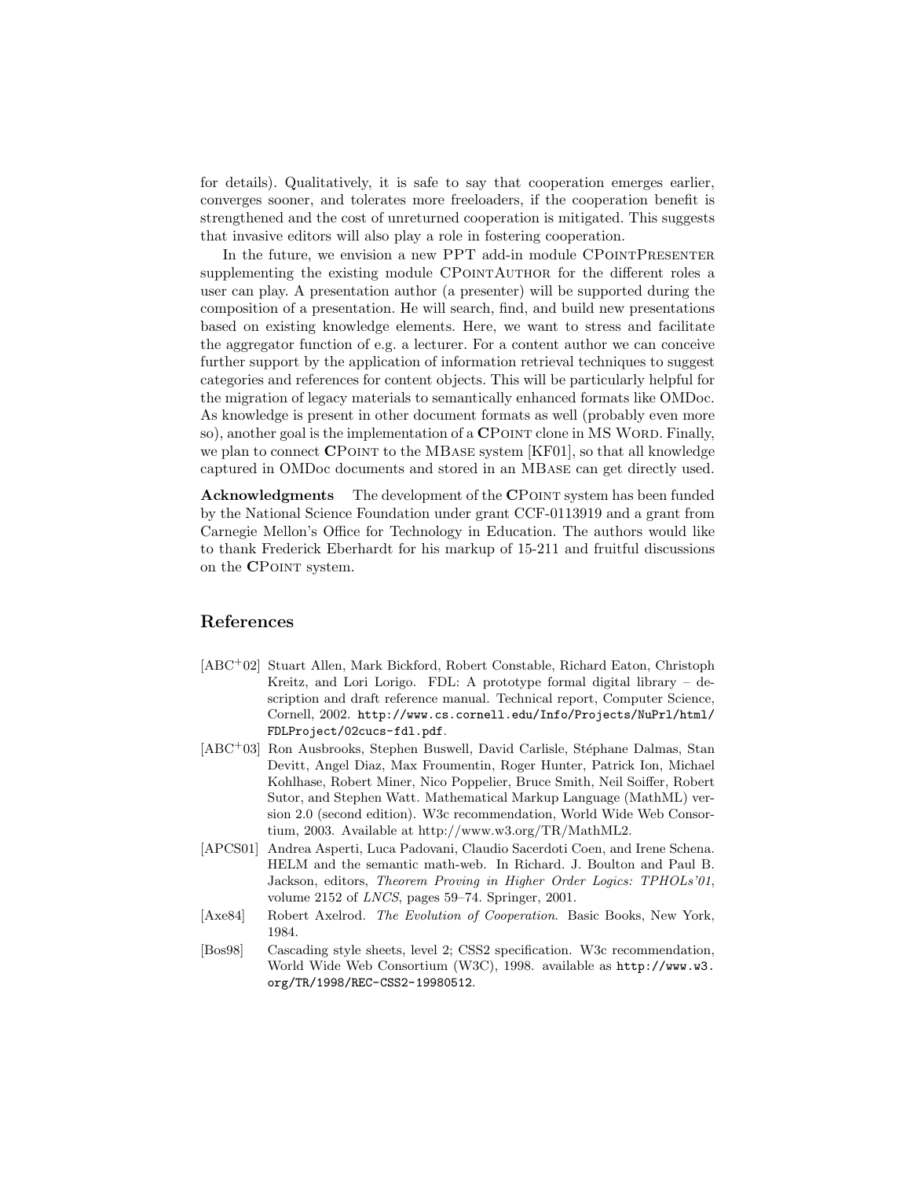for details). Qualitatively, it is safe to say that cooperation emerges earlier, converges sooner, and tolerates more freeloaders, if the cooperation benefit is strengthened and the cost of unreturned cooperation is mitigated. This suggests that invasive editors will also play a role in fostering cooperation.

In the future, we envision a new PPT add-in module CPointPresenter supplementing the existing module CPointAuthor for the different roles a user can play. A presentation author (a presenter) will be supported during the composition of a presentation. He will search, find, and build new presentations based on existing knowledge elements. Here, we want to stress and facilitate the aggregator function of e.g. a lecturer. For a content author we can conceive further support by the application of information retrieval techniques to suggest categories and references for content objects. This will be particularly helpful for the migration of legacy materials to semantically enhanced formats like OMDoc. As knowledge is present in other document formats as well (probably even more so), another goal is the implementation of a **C**Point clone in MS Word. Finally, we plan to connect **C**Point to the MBase system [KF01], so that all knowledge captured in OMDoc documents and stored in an MBase can get directly used.

**Acknowledgments** The development of the **C**Point system has been funded by the National Science Foundation under grant CCF-0113919 and a grant from Carnegie Mellon's Office for Technology in Education. The authors would like to thank Frederick Eberhardt for his markup of 15-211 and fruitful discussions on the **C**Point system.

## References

[ABC+02] Stuart Allen, Mark Bickford, Robert Constable, Richard Eaton, Christoph Kreitz, and Lori Lorigo. FDL: A prototype formal digital library – description and draft reference manual. Technical report, Computer Science, Cornell, 2002. `http://www.cs.cornell.edu/Info/Projects/NuPrl/html/FDLProject/02cucs-fdl.pdf`.

[ABC+03] Ron Ausbrooks, Stephen Buswell, David Carlisle, Stéphane Dalmas, Stan Devitt, Angel Diaz, Max Froumentin, Roger Hunter, Patrick Ion, Michael Kohlhase, Robert Miner, Nico Poppelier, Bruce Smith, Neil Soiffer, Robert Sutor, and Stephen Watt. Mathematical Markup Language (MathML) version 2.0 (second edition). W3c recommendation, World Wide Web Consortium, 2003. Available at http://www.w3.org/TR/MathML2.

[APCS01] Andrea Asperti, Luca Padovani, Claudio Sacerdoti Coen, and Irene Schena. HELM and the semantic math-web. In Richard. J. Boulton and Paul B. Jackson, editors, *Theorem Proving in Higher Order Logics: TPHOLs'01*, volume 2152 of *LNCS*, pages 59–74. Springer, 2001.

[Axe84] Robert Axelrod. *The Evolution of Cooperation*. Basic Books, New York, 1984.

[Bos98] Cascading style sheets, level 2; CSS2 specification. W3c recommendation, World Wide Web Consortium (W3C), 1998. available as `http://www.w3.org/TR/1998/REC-CSS2-19980512`.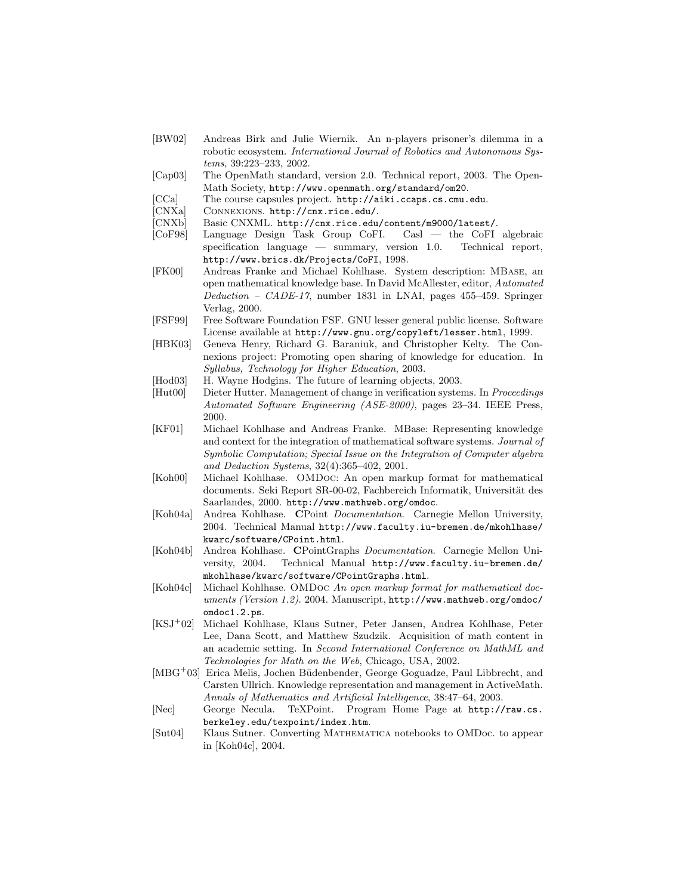- [BW02] Andreas Birk and Julie Wiernik. An n-players prisoner's dilemma in a robotic ecosystem. *International Journal of Robotics and Autonomous Systems*, 39:223–233, 2002.
- [Cap03] The OpenMath standard, version 2.0. Technical report, 2003. The OpenMath Society, `http://www.openmath.org/standard/om20`.
- [CCa] The course capsules project. `http://aiki.ccaps.cs.cmu.edu`.
- [CNXa] Connexions. `http://cnx.rice.edu/`.
- [CNXb] Basic CNXML. `http://cnx.rice.edu/content/m9000/latest/`.
- [CoF98] Language Design Task Group CoFI. Casl — the CoFI algebraic specification language — summary, version 1.0. Technical report, `http://www.brics.dk/Projects/CoFI`, 1998.
- [FK00] Andreas Franke and Michael Kohlhase. System description: MBase, an open mathematical knowledge base. In David McAllester, editor, *Automated Deduction – CADE-17*, number 1831 in LNAI, pages 455–459. Springer Verlag, 2000.
- [FSF99] Free Software Foundation FSF. GNU lesser general public license. Software License available at `http://www.gnu.org/copyleft/lesser.html`, 1999.
- [HBK03] Geneva Henry, Richard G. Baraniuk, and Christopher Kelty. The Connexions project: Promoting open sharing of knowledge for education. In *Syllabus, Technology for Higher Education*, 2003.
- [Hod03] H. Wayne Hodgins. The future of learning objects, 2003.
- [Hut00] Dieter Hutter. Management of change in verification systems. In *Proceedings Automated Software Engineering (ASE-2000)*, pages 23–34. IEEE Press, 2000.
- [KF01] Michael Kohlhase and Andreas Franke. MBase: Representing knowledge and context for the integration of mathematical software systems. *Journal of Symbolic Computation; Special Issue on the Integration of Computer algebra and Deduction Systems*, 32(4):365–402, 2001.
- [Koh00] Michael Kohlhase. OMDoc: An open markup format for mathematical documents. Seki Report SR-00-02, Fachbereich Informatik, Universität des Saarlandes, 2000. `http://www.mathweb.org/omdoc`.
- [Koh04a] Andrea Kohlhase. **C**Point *Documentation*. Carnegie Mellon University, 2004. Technical Manual `http://www.faculty.iu-bremen.de/mkohlhase/kwarc/software/CPoint.html`.
- [Koh04b] Andrea Kohlhase. **C**PointGraphs *Documentation*. Carnegie Mellon University, 2004. Technical Manual `http://www.faculty.iu-bremen.de/mkohlhase/kwarc/software/CPointGraphs.html`.
- [Koh04c] Michael Kohlhase. OMDoc *An open markup format for mathematical documents (Version 1.2)*. 2004. Manuscript, `http://www.mathweb.org/omdoc/omdoc1.2.ps`.
- [KSJ+02] Michael Kohlhase, Klaus Sutner, Peter Jansen, Andrea Kohlhase, Peter Lee, Dana Scott, and Matthew Szudzik. Acquisition of math content in an academic setting. In *Second International Conference on MathML and Technologies for Math on the Web*, Chicago, USA, 2002.
- [MBG+03] Erica Melis, Jochen Büdenbender, George Goguadze, Paul Libbrecht, and Carsten Ullrich. Knowledge representation and management in ActiveMath. *Annals of Mathematics and Artificial Intelligence*, 38:47–64, 2003.
- [Nec] George Necula. TeXPoint. Program Home Page at `http://raw.cs.berkeley.edu/texpoint/index.htm`.
- [Sut04] Klaus Sutner. Converting Mathematica notebooks to OMDoc. to appear in [Koh04c], 2004.